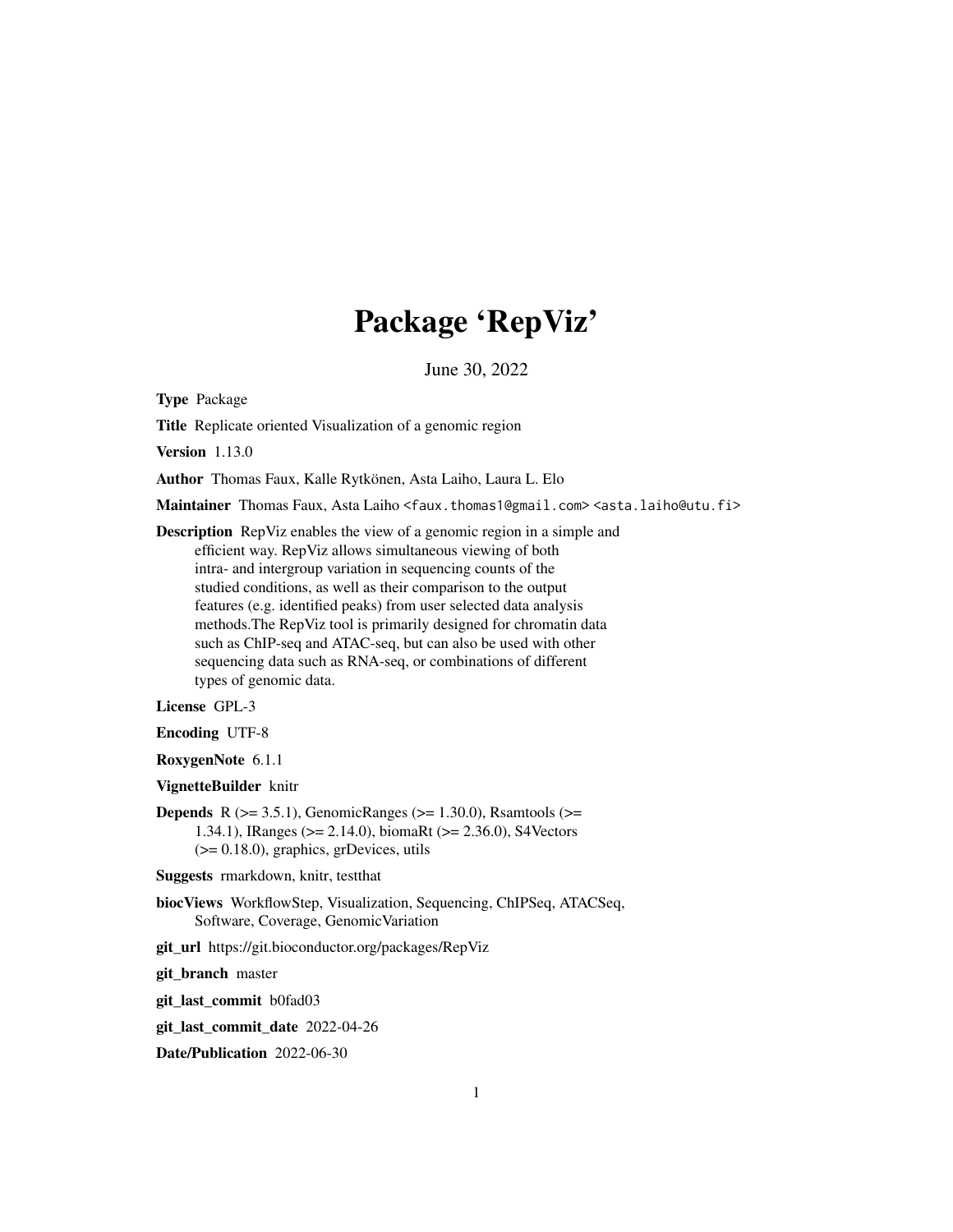# Package 'RepViz'

June 30, 2022

**Type** Package

**Title** Replicate oriented Visualization of a genomic region

**Version** 1.13.0

**Author** Thomas Faux, Kalle Rytkönen, Asta Laiho, Laura L. Elo

**Maintainer** Thomas Faux, Asta Laiho <faux.thomas1@gmail.com> <asta.laiho@utu.fi>

**Description** RepViz enables the view of a genomic region in a simple and efficient way. RepViz allows simultaneous viewing of both intra- and intergroup variation in sequencing counts of the studied conditions, as well as their comparison to the output features (e.g. identified peaks) from user selected data analysis methods.The RepViz tool is primarily designed for chromatin data such as ChIP-seq and ATAC-seq, but can also be used with other sequencing data such as RNA-seq, or combinations of different types of genomic data.

**License** GPL-3

**Encoding** UTF-8

**RoxygenNote** 6.1.1

**VignetteBuilder** knitr

**Depends** R (>= 3.5.1), GenomicRanges (>= 1.30.0), Rsamtools (>= 1.34.1), IRanges (>= 2.14.0), biomaRt (>= 2.36.0), S4Vectors (>= 0.18.0), graphics, grDevices, utils

**Suggests** rmarkdown, knitr, testthat

**biocViews** WorkflowStep, Visualization, Sequencing, ChIPSeq, ATACSeq, Software, Coverage, GenomicVariation

**git_url** https://git.bioconductor.org/packages/RepViz

**git_branch** master

**git_last_commit** b0fad03

**git_last_commit_date** 2022-04-26

**Date/Publication** 2022-06-30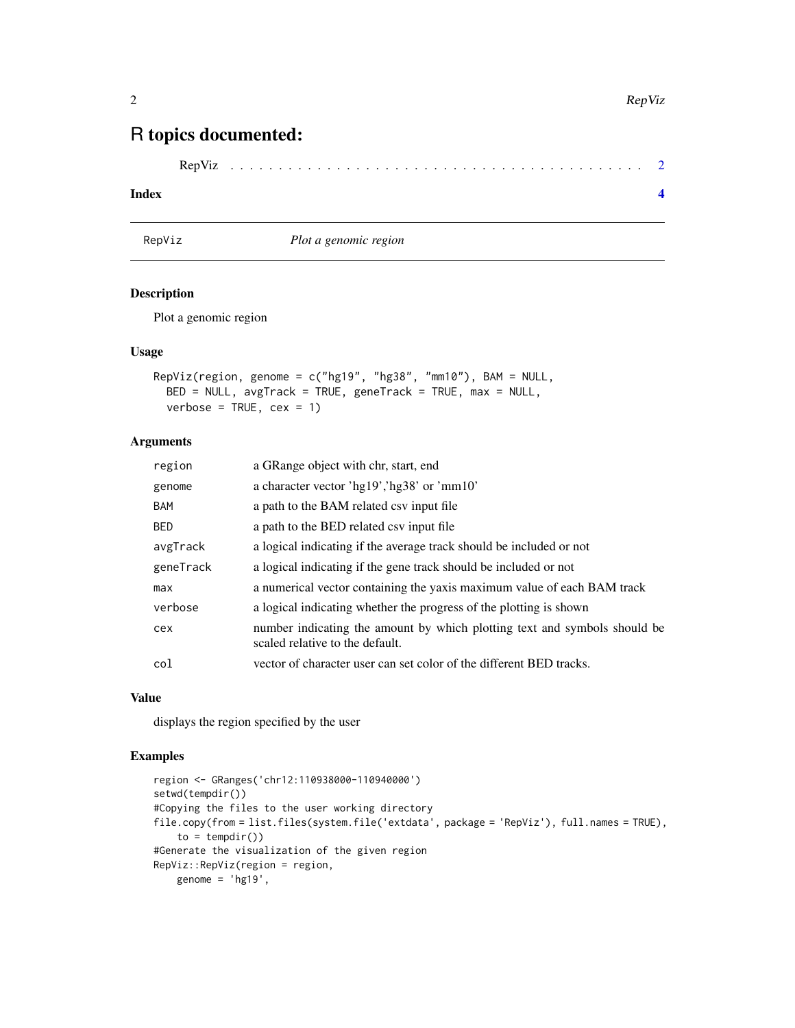# R topics documented:

RepViz . . . . . . . . . . . . . . . . . . . . . . . . . . . . . . . . . . . . . . . . 2

**Index** **4**

---

RepViz *Plot a genomic region*

---

## Description

Plot a genomic region

## Usage

```
RepViz(region, genome = c("hg19", "hg38", "mm10"), BAM = NULL,
  BED = NULL, avgTrack = TRUE, geneTrack = TRUE, max = NULL,
  verbose = TRUE, cex = 1)
```

## Arguments

| | |
|---|---|
| `region` | a GRange object with chr, start, end |
| `genome` | a character vector 'hg19','hg38' or 'mm10' |
| `BAM` | a path to the BAM related csv input file |
| `BED` | a path to the BED related csv input file |
| `avgTrack` | a logical indicating if the average track should be included or not |
| `geneTrack` | a logical indicating if the gene track should be included or not |
| `max` | a numerical vector containing the yaxis maximum value of each BAM track |
| `verbose` | a logical indicating whether the progress of the plotting is shown |
| `cex` | number indicating the amount by which plotting text and symbols should be scaled relative to the default. |
| `col` | vector of character user can set color of the different BED tracks. |

## Value

displays the region specified by the user

## Examples

```
region <- GRanges('chr12:110938000-110940000')
setwd(tempdir())
#Copying the files to the user working directory
file.copy(from = list.files(system.file('extdata', package = 'RepViz'), full.names = TRUE),
    to = tempdir())
#Generate the visualization of the given region
RepViz::RepViz(region = region,
    genome = 'hg19',
```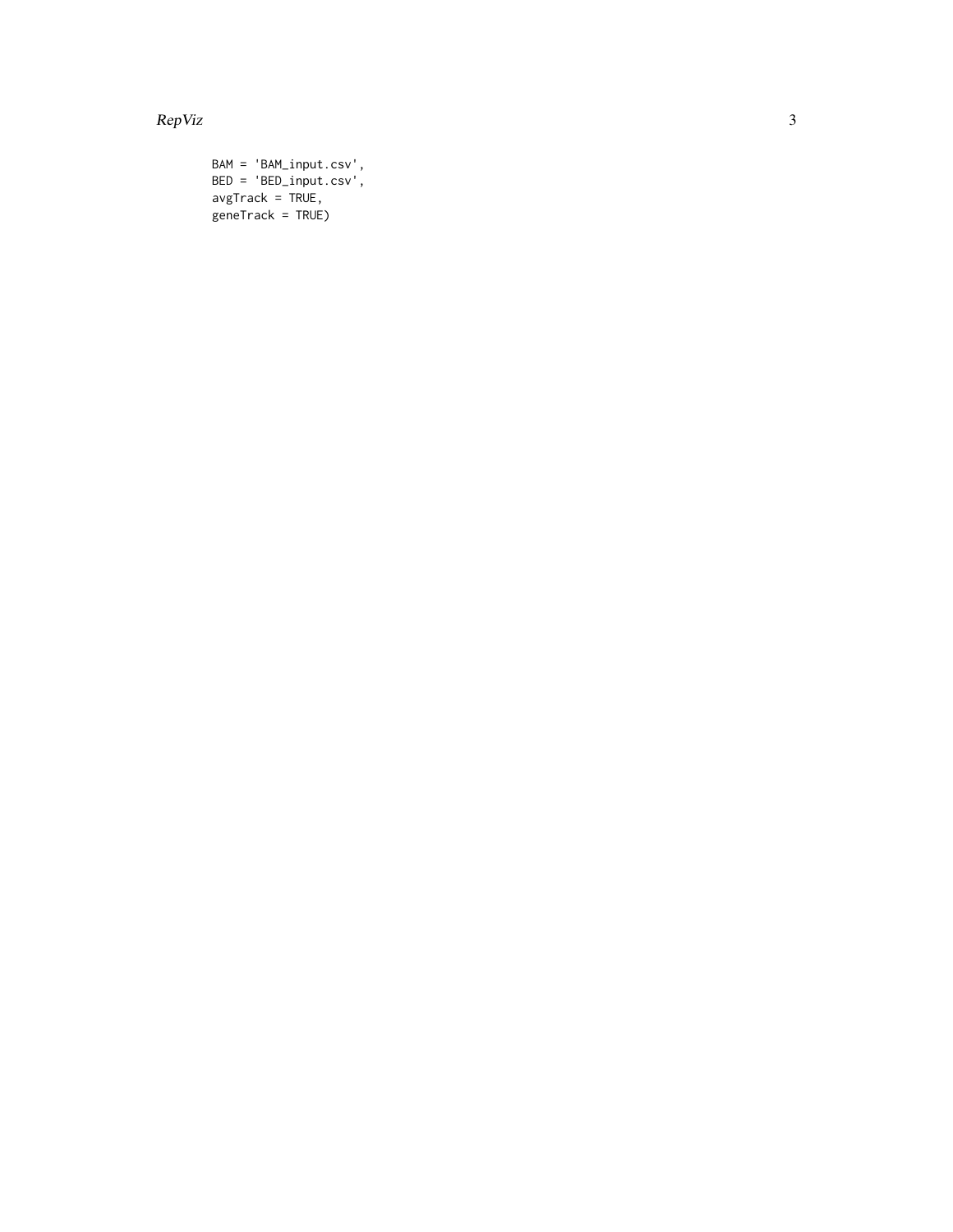```
BAM = 'BAM_input.csv',
BED = 'BED_input.csv',
avgTrack = TRUE,
geneTrack = TRUE)
```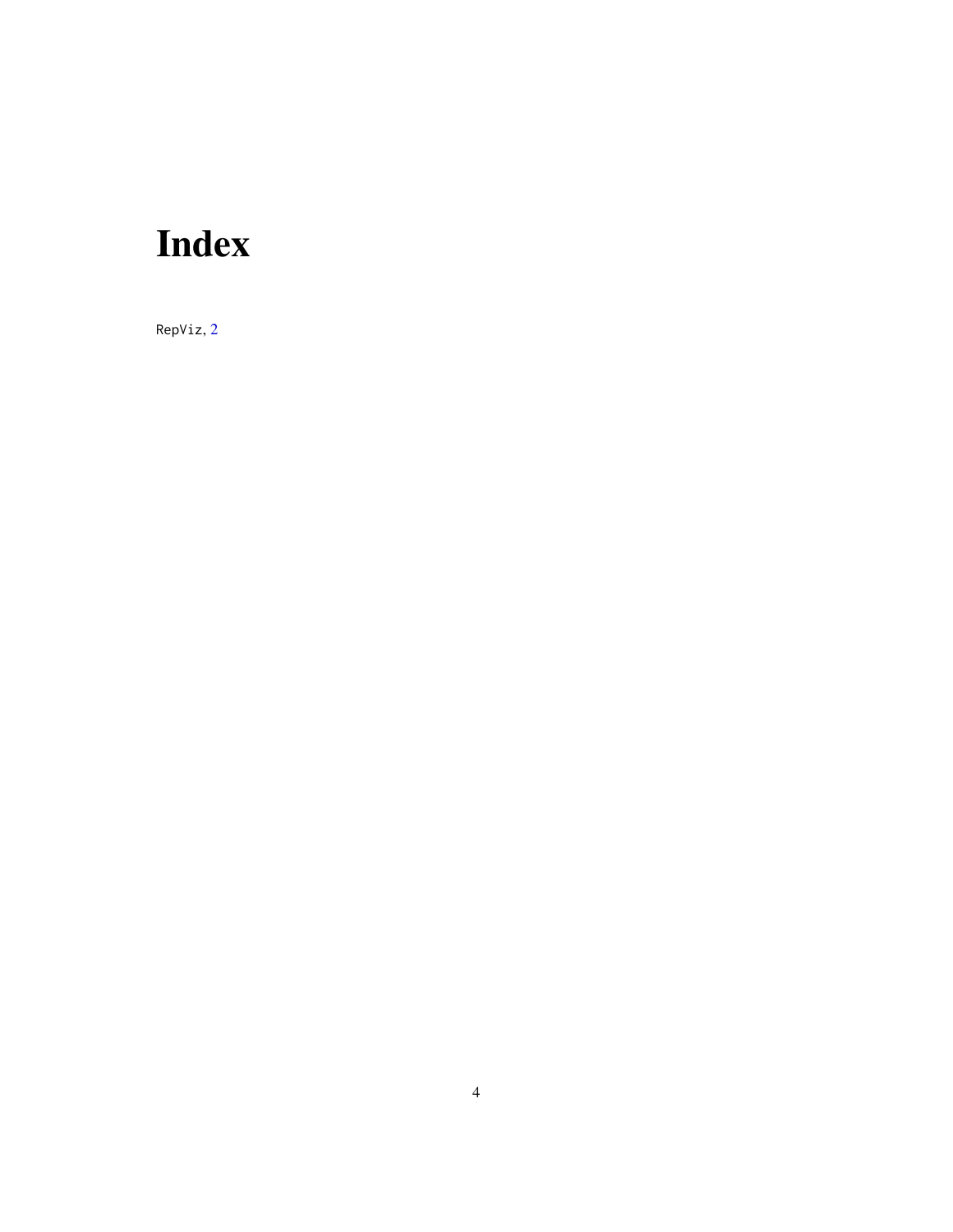# Index

RepViz, 2